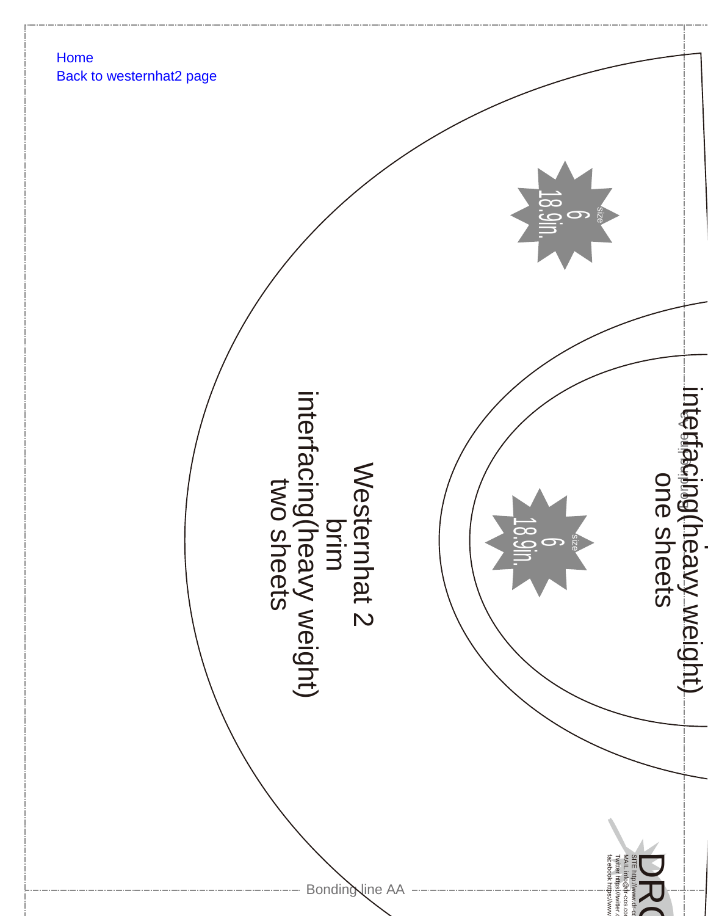Home
Back to westernhat2 page

size
6
18.9in.

Westernhat 2
brim
interfacing(heavy weight)
two sheets

interfacing(heavy weight)
one sheets

size
6
18.9in.

Bonding line AA

DR
SITE http://www.dr-c
MAIL info@dr-cos.co
Twitter https://twitter.c
facebook https://www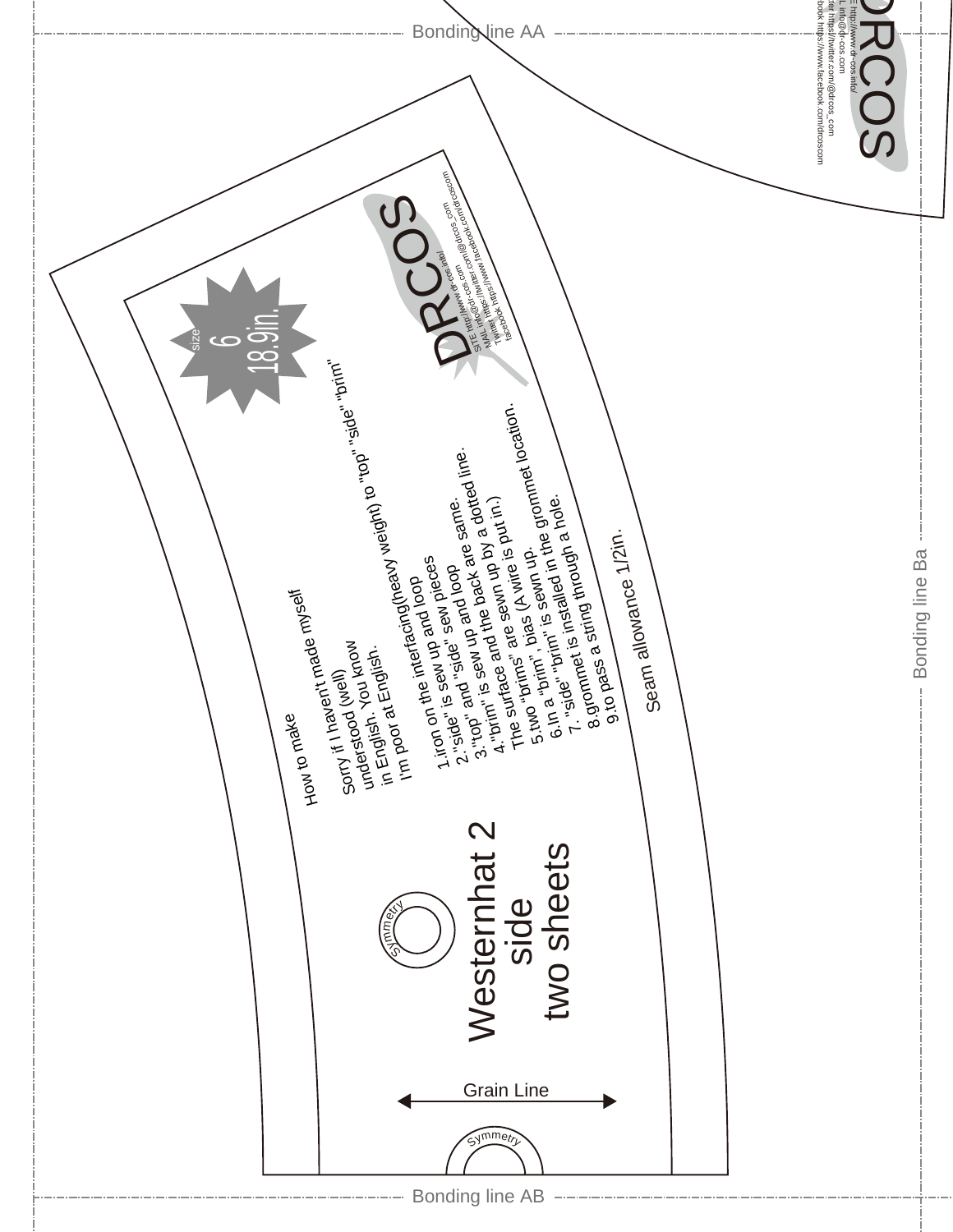Bonding line AA

DRCOS

SITE http://www.dr-cos.info/
MAIL info@dr-cos.com
Twitter https://twitter.com/@drcos_com
facebook https://www.facebook.com/drcos.com

size 6 18.9in.

How to make

Sorry if I haven't made myself understood (well) in English. You know I'm poor at English.

1. iron on the interfacing(heavy weight) to "top" "side" "brim" and loop
2. "side" is sew up and loop
3. "top" and "side" sew pieces
4. "top" is sew up and back are same.
5. "brim" is sew up and the sewn up by a dotted line. The surface are sewn up by a wire is put in.)
6. two "brims", bias (A wire is sewn up.
7. In a "brim" is sewn up the grommet location.
8. "side" "brim" is installed in a hole.
9. grommet is installed through a hole.
10. to pass a string through a hole.

Seam allowance 1/2in.

# Westernhat 2 side two sheets

Symmetry

Grain Line

Symmetry

Bonding line Ba

Bonding line AB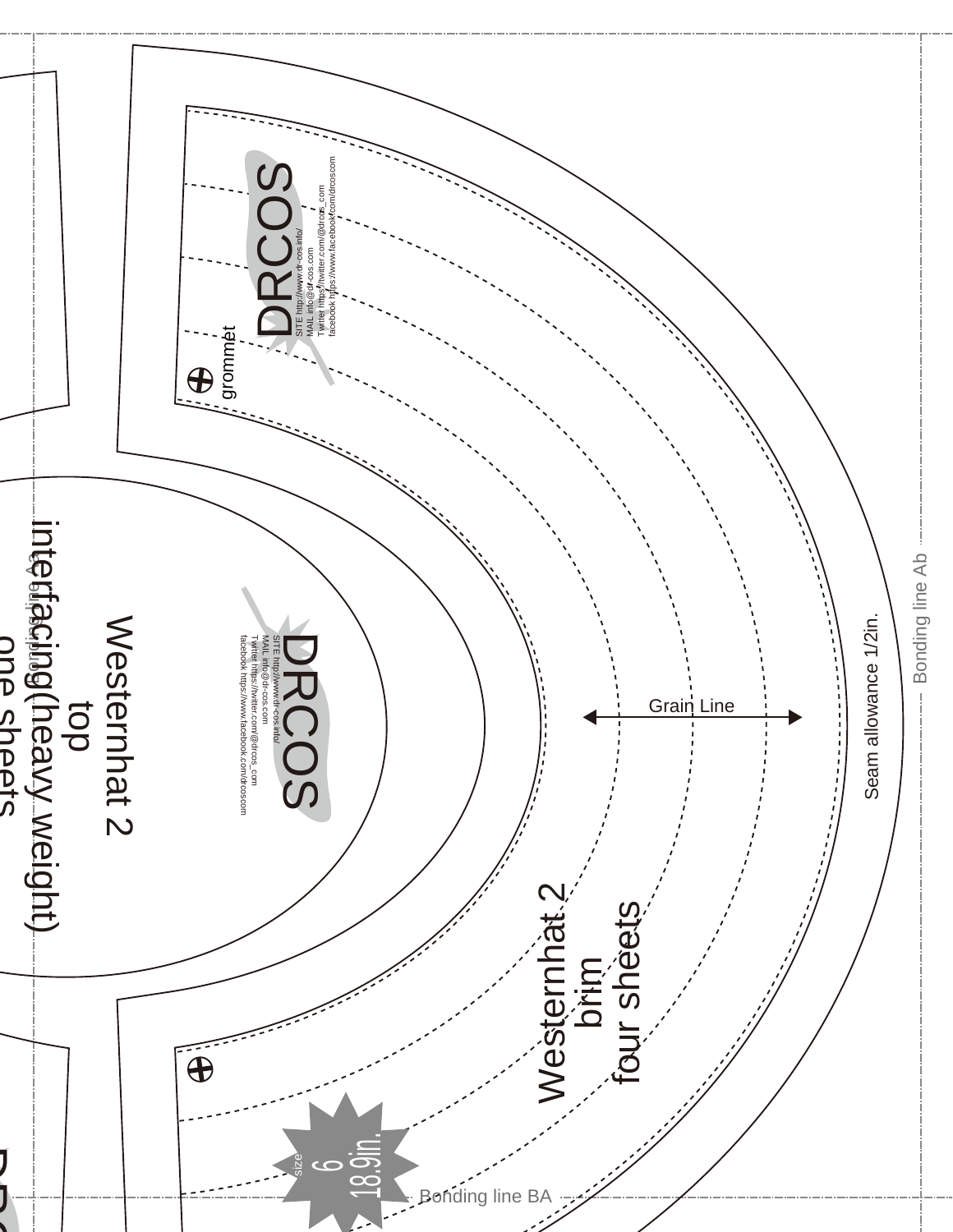DRCOS

SITE http://www.dr-cos.info/
MAIL info@dr-cos.com
Twitter https://twitter.com/@drcos_com
facebook https://www.facebook.com/drcoscom

grommet

Westernhat 2
top
interfacing(heavy weight)
one sheets

DRCOS

SITE http://www.dr-cos.info/
MAIL info@dr-cos.com
Twitter https://twitter.com/@drcos_com
facebook https://www.facebook.com/drcoscom

Grain Line

Seam allowance 1/2in.

Westernhat 2
brim
four sheets

size 6
18.9in.

Bonding line Ab

Bonding line BA

Bonding line A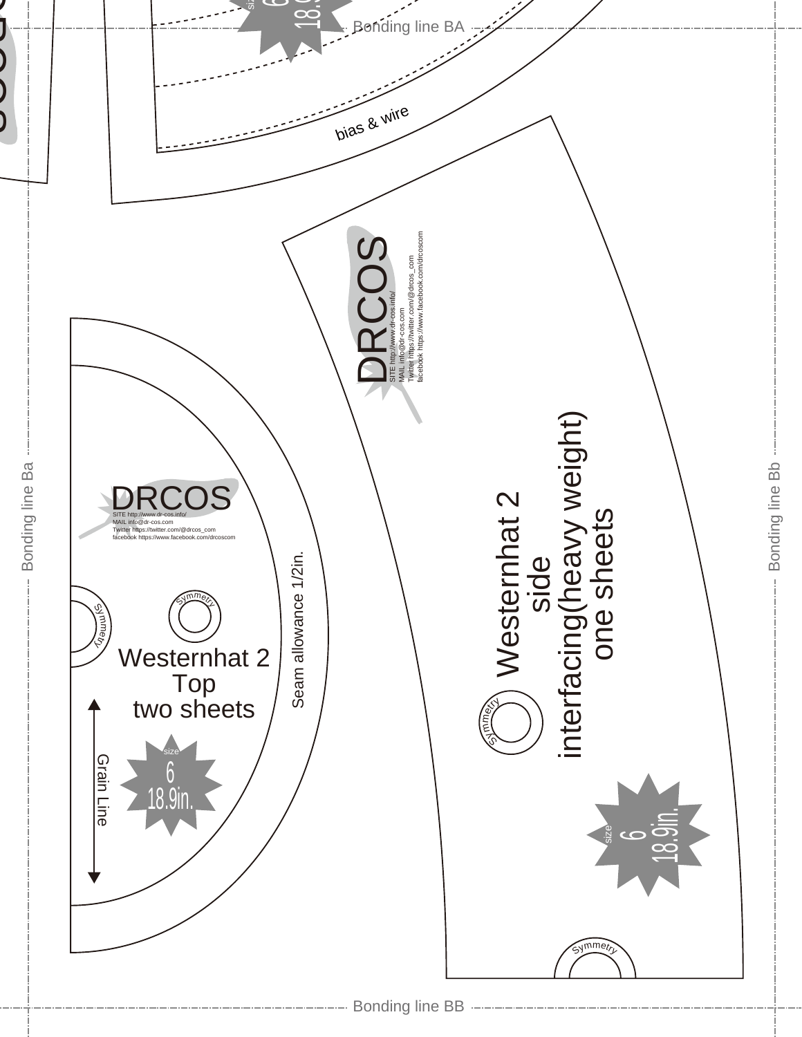Bonding line BA

bias & wire

DRCOS
SITE http://www.dr-cos.info/
MAIL info@dr-cos.com
Twitter https://twitter.com/@drcos_com
facebook https://www.facebook.com/drcoscom

Westernhat 2
side
interfacing(heavy weight)
one sheets

Symmetry

size
6
18.9in.

Symmetry

DRCOS
SITE http://www.dr-cos.info/
MAIL info@dr-cos.com
Twitter https://twitter.com/@drcos_com
facebook https://www.facebook.com/drcoscom

Symmetry

Symmetry

Westernhat 2
Top
two sheets

Seam allowance 1/2in.

Grain Line

size
6
18.9in.

Bonding line Ba

Bonding line Bb

Bonding line BB